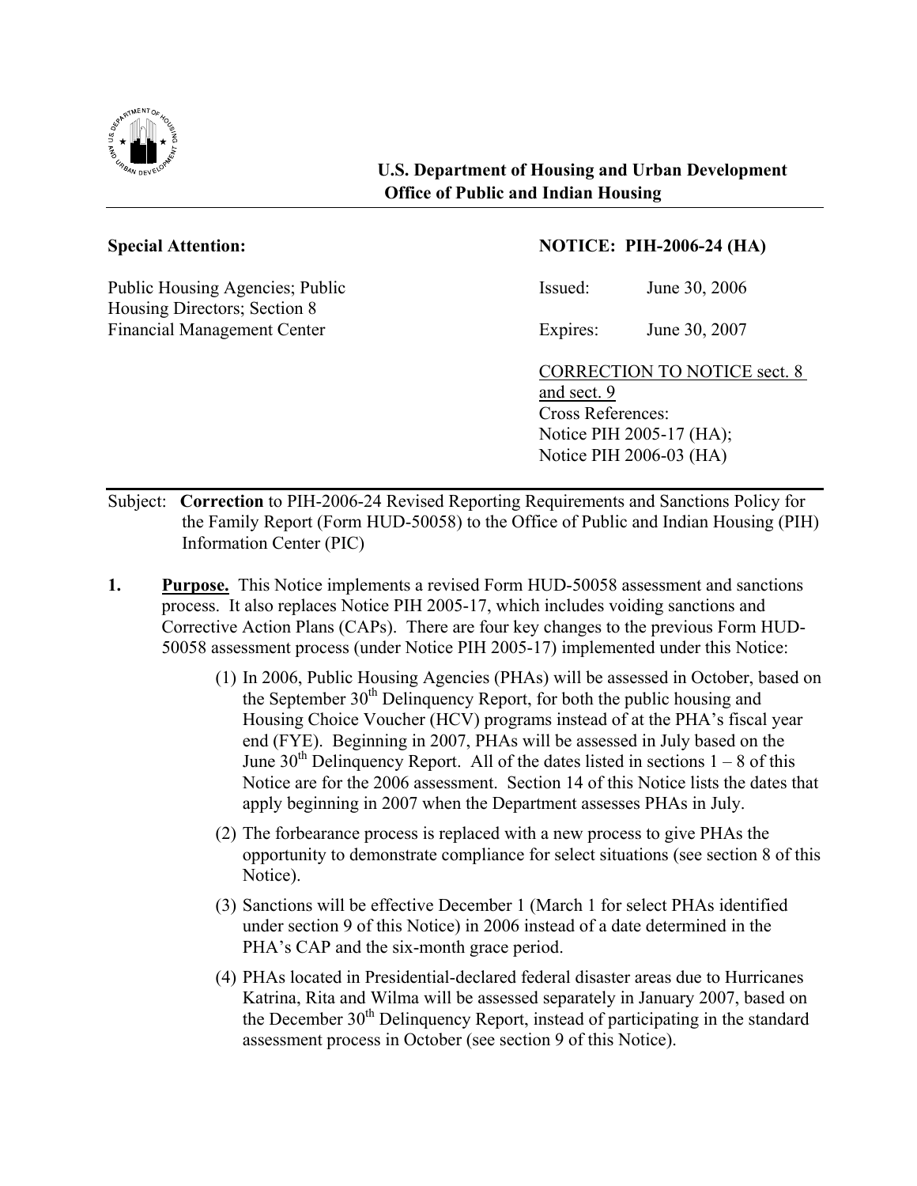**U.S. Department of Housing and Urban Development**
**Office of Public and Indian Housing**

---

**Special Attention:**

Public Housing Agencies; Public Housing Directors; Section 8 Financial Management Center

**NOTICE: PIH-2006-24 (HA)**

Issued: June 30, 2006

Expires: June 30, 2007

CORRECTION TO NOTICE sect. 8 and sect. 9

Cross References:
Notice PIH 2005-17 (HA);
Notice PIH 2006-03 (HA)

---

Subject: **Correction** to PIH-2006-24 Revised Reporting Requirements and Sanctions Policy for the Family Report (Form HUD-50058) to the Office of Public and Indian Housing (PIH) Information Center (PIC)

**1. Purpose.** This Notice implements a revised Form HUD-50058 assessment and sanctions process. It also replaces Notice PIH 2005-17, which includes voiding sanctions and Corrective Action Plans (CAPs). There are four key changes to the previous Form HUD-50058 assessment process (under Notice PIH 2005-17) implemented under this Notice:

(1) In 2006, Public Housing Agencies (PHAs) will be assessed in October, based on the September 30th Delinquency Report, for both the public housing and Housing Choice Voucher (HCV) programs instead of at the PHA's fiscal year end (FYE). Beginning in 2007, PHAs will be assessed in July based on the June 30th Delinquency Report. All of the dates listed in sections 1 – 8 of this Notice are for the 2006 assessment. Section 14 of this Notice lists the dates that apply beginning in 2007 when the Department assesses PHAs in July.

(2) The forbearance process is replaced with a new process to give PHAs the opportunity to demonstrate compliance for select situations (see section 8 of this Notice).

(3) Sanctions will be effective December 1 (March 1 for select PHAs identified under section 9 of this Notice) in 2006 instead of a date determined in the PHA's CAP and the six-month grace period.

(4) PHAs located in Presidential-declared federal disaster areas due to Hurricanes Katrina, Rita and Wilma will be assessed separately in January 2007, based on the December 30th Delinquency Report, instead of participating in the standard assessment process in October (see section 9 of this Notice).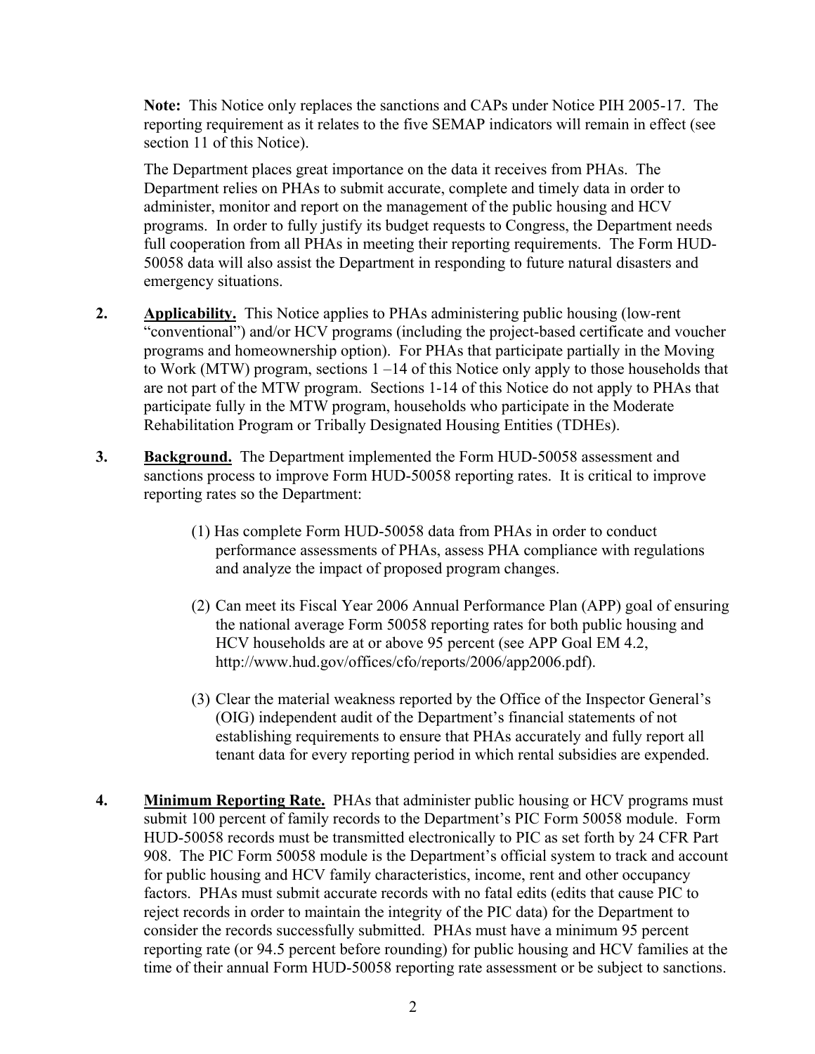**Note:** This Notice only replaces the sanctions and CAPs under Notice PIH 2005-17. The reporting requirement as it relates to the five SEMAP indicators will remain in effect (see section 11 of this Notice).

The Department places great importance on the data it receives from PHAs. The Department relies on PHAs to submit accurate, complete and timely data in order to administer, monitor and report on the management of the public housing and HCV programs. In order to fully justify its budget requests to Congress, the Department needs full cooperation from all PHAs in meeting their reporting requirements. The Form HUD-50058 data will also assist the Department in responding to future natural disasters and emergency situations.

**2. Applicability.** This Notice applies to PHAs administering public housing (low-rent "conventional") and/or HCV programs (including the project-based certificate and voucher programs and homeownership option). For PHAs that participate partially in the Moving to Work (MTW) program, sections 1 –14 of this Notice only apply to those households that are not part of the MTW program. Sections 1-14 of this Notice do not apply to PHAs that participate fully in the MTW program, households who participate in the Moderate Rehabilitation Program or Tribally Designated Housing Entities (TDHEs).

**3. Background.** The Department implemented the Form HUD-50058 assessment and sanctions process to improve Form HUD-50058 reporting rates. It is critical to improve reporting rates so the Department:

(1) Has complete Form HUD-50058 data from PHAs in order to conduct performance assessments of PHAs, assess PHA compliance with regulations and analyze the impact of proposed program changes.

(2) Can meet its Fiscal Year 2006 Annual Performance Plan (APP) goal of ensuring the national average Form 50058 reporting rates for both public housing and HCV households are at or above 95 percent (see APP Goal EM 4.2, http://www.hud.gov/offices/cfo/reports/2006/app2006.pdf).

(3) Clear the material weakness reported by the Office of the Inspector General's (OIG) independent audit of the Department's financial statements of not establishing requirements to ensure that PHAs accurately and fully report all tenant data for every reporting period in which rental subsidies are expended.

**4. Minimum Reporting Rate.** PHAs that administer public housing or HCV programs must submit 100 percent of family records to the Department's PIC Form 50058 module. Form HUD-50058 records must be transmitted electronically to PIC as set forth by 24 CFR Part 908. The PIC Form 50058 module is the Department's official system to track and account for public housing and HCV family characteristics, income, rent and other occupancy factors. PHAs must submit accurate records with no fatal edits (edits that cause PIC to reject records in order to maintain the integrity of the PIC data) for the Department to consider the records successfully submitted. PHAs must have a minimum 95 percent reporting rate (or 94.5 percent before rounding) for public housing and HCV families at the time of their annual Form HUD-50058 reporting rate assessment or be subject to sanctions.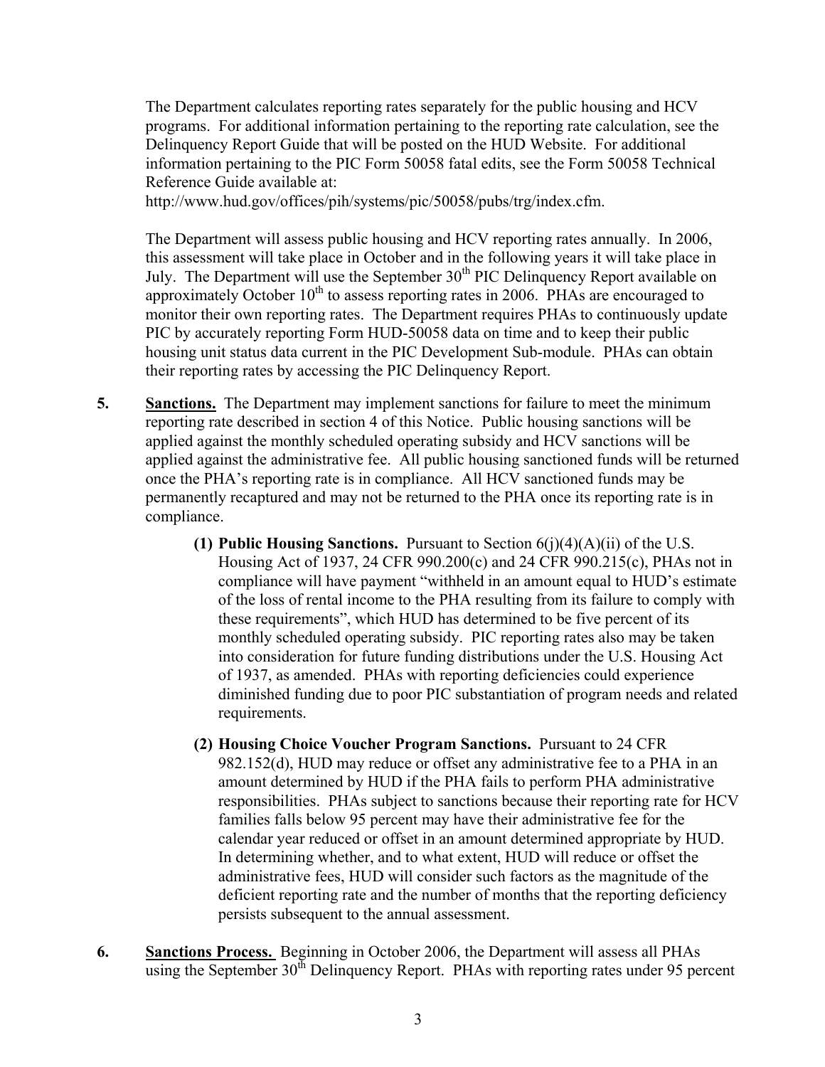The Department calculates reporting rates separately for the public housing and HCV programs. For additional information pertaining to the reporting rate calculation, see the Delinquency Report Guide that will be posted on the HUD Website. For additional information pertaining to the PIC Form 50058 fatal edits, see the Form 50058 Technical Reference Guide available at:
http://www.hud.gov/offices/pih/systems/pic/50058/pubs/trg/index.cfm.

The Department will assess public housing and HCV reporting rates annually. In 2006, this assessment will take place in October and in the following years it will take place in July. The Department will use the September 30th PIC Delinquency Report available on approximately October 10th to assess reporting rates in 2006. PHAs are encouraged to monitor their own reporting rates. The Department requires PHAs to continuously update PIC by accurately reporting Form HUD-50058 data on time and to keep their public housing unit status data current in the PIC Development Sub-module. PHAs can obtain their reporting rates by accessing the PIC Delinquency Report.

**5.** **Sanctions.** The Department may implement sanctions for failure to meet the minimum reporting rate described in section 4 of this Notice. Public housing sanctions will be applied against the monthly scheduled operating subsidy and HCV sanctions will be applied against the administrative fee. All public housing sanctioned funds will be returned once the PHA's reporting rate is in compliance. All HCV sanctioned funds may be permanently recaptured and may not be returned to the PHA once its reporting rate is in compliance.

**(1) Public Housing Sanctions.** Pursuant to Section 6(j)(4)(A)(ii) of the U.S. Housing Act of 1937, 24 CFR 990.200(c) and 24 CFR 990.215(c), PHAs not in compliance will have payment "withheld in an amount equal to HUD's estimate of the loss of rental income to the PHA resulting from its failure to comply with these requirements", which HUD has determined to be five percent of its monthly scheduled operating subsidy. PIC reporting rates also may be taken into consideration for future funding distributions under the U.S. Housing Act of 1937, as amended. PHAs with reporting deficiencies could experience diminished funding due to poor PIC substantiation of program needs and related requirements.

**(2) Housing Choice Voucher Program Sanctions.** Pursuant to 24 CFR 982.152(d), HUD may reduce or offset any administrative fee to a PHA in an amount determined by HUD if the PHA fails to perform PHA administrative responsibilities. PHAs subject to sanctions because their reporting rate for HCV families falls below 95 percent may have their administrative fee for the calendar year reduced or offset in an amount determined appropriate by HUD. In determining whether, and to what extent, HUD will reduce or offset the administrative fees, HUD will consider such factors as the magnitude of the deficient reporting rate and the number of months that the reporting deficiency persists subsequent to the annual assessment.

**6.** **Sanctions Process.** Beginning in October 2006, the Department will assess all PHAs using the September 30th Delinquency Report. PHAs with reporting rates under 95 percent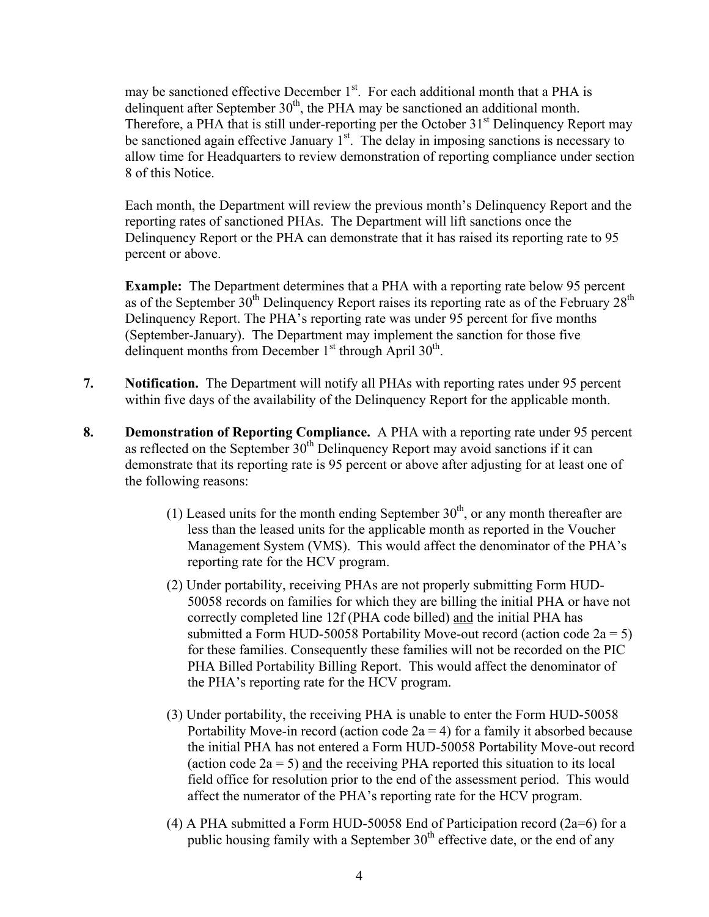may be sanctioned effective December 1st. For each additional month that a PHA is delinquent after September 30th, the PHA may be sanctioned an additional month. Therefore, a PHA that is still under-reporting per the October 31st Delinquency Report may be sanctioned again effective January 1st. The delay in imposing sanctions is necessary to allow time for Headquarters to review demonstration of reporting compliance under section 8 of this Notice.

Each month, the Department will review the previous month's Delinquency Report and the reporting rates of sanctioned PHAs. The Department will lift sanctions once the Delinquency Report or the PHA can demonstrate that it has raised its reporting rate to 95 percent or above.

**Example:** The Department determines that a PHA with a reporting rate below 95 percent as of the September 30th Delinquency Report raises its reporting rate as of the February 28th Delinquency Report. The PHA's reporting rate was under 95 percent for five months (September-January). The Department may implement the sanction for those five delinquent months from December 1st through April 30th.

**7. Notification.** The Department will notify all PHAs with reporting rates under 95 percent within five days of the availability of the Delinquency Report for the applicable month.

**8. Demonstration of Reporting Compliance.** A PHA with a reporting rate under 95 percent as reflected on the September 30th Delinquency Report may avoid sanctions if it can demonstrate that its reporting rate is 95 percent or above after adjusting for at least one of the following reasons:

(1) Leased units for the month ending September 30th, or any month thereafter are less than the leased units for the applicable month as reported in the Voucher Management System (VMS). This would affect the denominator of the PHA's reporting rate for the HCV program.

(2) Under portability, receiving PHAs are not properly submitting Form HUD-50058 records on families for which they are billing the initial PHA or have not correctly completed line 12f (PHA code billed) and the initial PHA has submitted a Form HUD-50058 Portability Move-out record (action code 2a = 5) for these families. Consequently these families will not be recorded on the PIC PHA Billed Portability Billing Report. This would affect the denominator of the PHA's reporting rate for the HCV program.

(3) Under portability, the receiving PHA is unable to enter the Form HUD-50058 Portability Move-in record (action code 2a = 4) for a family it absorbed because the initial PHA has not entered a Form HUD-50058 Portability Move-out record (action code 2a = 5) and the receiving PHA reported this situation to its local field office for resolution prior to the end of the assessment period. This would affect the numerator of the PHA's reporting rate for the HCV program.

(4) A PHA submitted a Form HUD-50058 End of Participation record (2a=6) for a public housing family with a September 30th effective date, or the end of any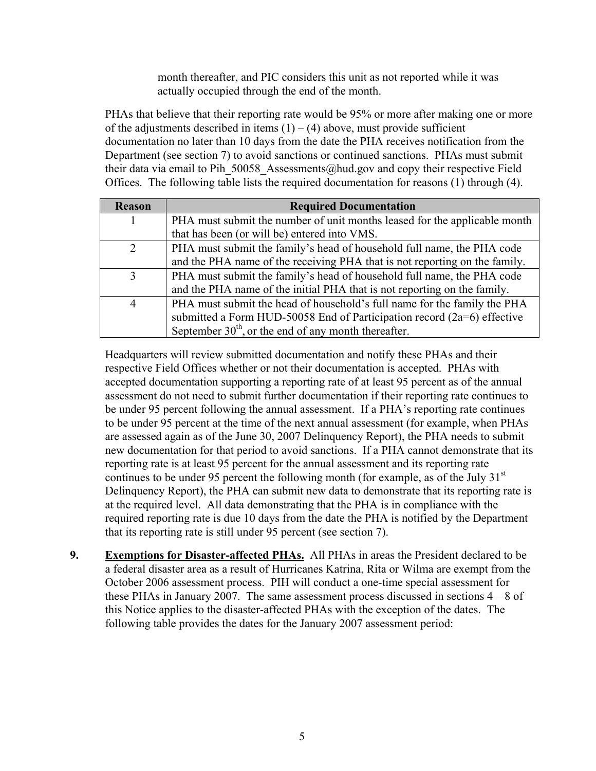month thereafter, and PIC considers this unit as not reported while it was actually occupied through the end of the month.

PHAs that believe that their reporting rate would be 95% or more after making one or more of the adjustments described in items (1) – (4) above, must provide sufficient documentation no later than 10 days from the date the PHA receives notification from the Department (see section 7) to avoid sanctions or continued sanctions. PHAs must submit their data via email to Pih_50058_Assessments@hud.gov and copy their respective Field Offices. The following table lists the required documentation for reasons (1) through (4).

| Reason | Required Documentation |
|---|---|
| 1 | PHA must submit the number of unit months leased for the applicable month that has been (or will be) entered into VMS. |
| 2 | PHA must submit the family's head of household full name, the PHA code and the PHA name of the receiving PHA that is not reporting on the family. |
| 3 | PHA must submit the family's head of household full name, the PHA code and the PHA name of the initial PHA that is not reporting on the family. |
| 4 | PHA must submit the head of household's full name for the family the PHA submitted a Form HUD-50058 End of Participation record (2a=6) effective September 30th, or the end of any month thereafter. |

Headquarters will review submitted documentation and notify these PHAs and their respective Field Offices whether or not their documentation is accepted. PHAs with accepted documentation supporting a reporting rate of at least 95 percent as of the annual assessment do not need to submit further documentation if their reporting rate continues to be under 95 percent following the annual assessment. If a PHA's reporting rate continues to be under 95 percent at the time of the next annual assessment (for example, when PHAs are assessed again as of the June 30, 2007 Delinquency Report), the PHA needs to submit new documentation for that period to avoid sanctions. If a PHA cannot demonstrate that its reporting rate is at least 95 percent for the annual assessment and its reporting rate continues to be under 95 percent the following month (for example, as of the July 31st Delinquency Report), the PHA can submit new data to demonstrate that its reporting rate is at the required level. All data demonstrating that the PHA is in compliance with the required reporting rate is due 10 days from the date the PHA is notified by the Department that its reporting rate is still under 95 percent (see section 7).

9. **Exemptions for Disaster-affected PHAs.** All PHAs in areas the President declared to be a federal disaster area as a result of Hurricanes Katrina, Rita or Wilma are exempt from the October 2006 assessment process. PIH will conduct a one-time special assessment for these PHAs in January 2007. The same assessment process discussed in sections 4 – 8 of this Notice applies to the disaster-affected PHAs with the exception of the dates. The following table provides the dates for the January 2007 assessment period: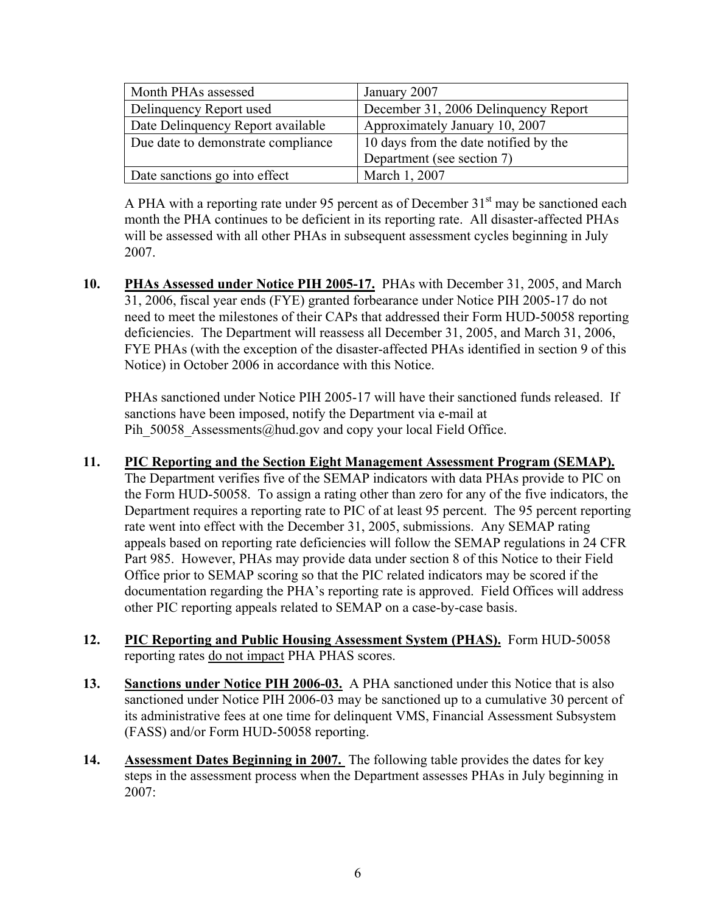| Month PHAs assessed | January 2007 |
|---|---|
| Delinquency Report used | December 31, 2006 Delinquency Report |
| Date Delinquency Report available | Approximately January 10, 2007 |
| Due date to demonstrate compliance | 10 days from the date notified by the Department (see section 7) |
| Date sanctions go into effect | March 1, 2007 |

A PHA with a reporting rate under 95 percent as of December 31st may be sanctioned each month the PHA continues to be deficient in its reporting rate. All disaster-affected PHAs will be assessed with all other PHAs in subsequent assessment cycles beginning in July 2007.

10. **PHAs Assessed under Notice PIH 2005-17.** PHAs with December 31, 2005, and March 31, 2006, fiscal year ends (FYE) granted forbearance under Notice PIH 2005-17 do not need to meet the milestones of their CAPs that addressed their Form HUD-50058 reporting deficiencies. The Department will reassess all December 31, 2005, and March 31, 2006, FYE PHAs (with the exception of the disaster-affected PHAs identified in section 9 of this Notice) in October 2006 in accordance with this Notice.

    PHAs sanctioned under Notice PIH 2005-17 will have their sanctioned funds released. If sanctions have been imposed, notify the Department via e-mail at Pih_50058_Assessments@hud.gov and copy your local Field Office.

11. **PIC Reporting and the Section Eight Management Assessment Program (SEMAP).** The Department verifies five of the SEMAP indicators with data PHAs provide to PIC on the Form HUD-50058. To assign a rating other than zero for any of the five indicators, the Department requires a reporting rate to PIC of at least 95 percent. The 95 percent reporting rate went into effect with the December 31, 2005, submissions. Any SEMAP rating appeals based on reporting rate deficiencies will follow the SEMAP regulations in 24 CFR Part 985. However, PHAs may provide data under section 8 of this Notice to their Field Office prior to SEMAP scoring so that the PIC related indicators may be scored if the documentation regarding the PHA's reporting rate is approved. Field Offices will address other PIC reporting appeals related to SEMAP on a case-by-case basis.

12. **PIC Reporting and Public Housing Assessment System (PHAS).** Form HUD-50058 reporting rates do not impact PHA PHAS scores.

13. **Sanctions under Notice PIH 2006-03.** A PHA sanctioned under this Notice that is also sanctioned under Notice PIH 2006-03 may be sanctioned up to a cumulative 30 percent of its administrative fees at one time for delinquent VMS, Financial Assessment Subsystem (FASS) and/or Form HUD-50058 reporting.

14. **Assessment Dates Beginning in 2007.** The following table provides the dates for key steps in the assessment process when the Department assesses PHAs in July beginning in 2007: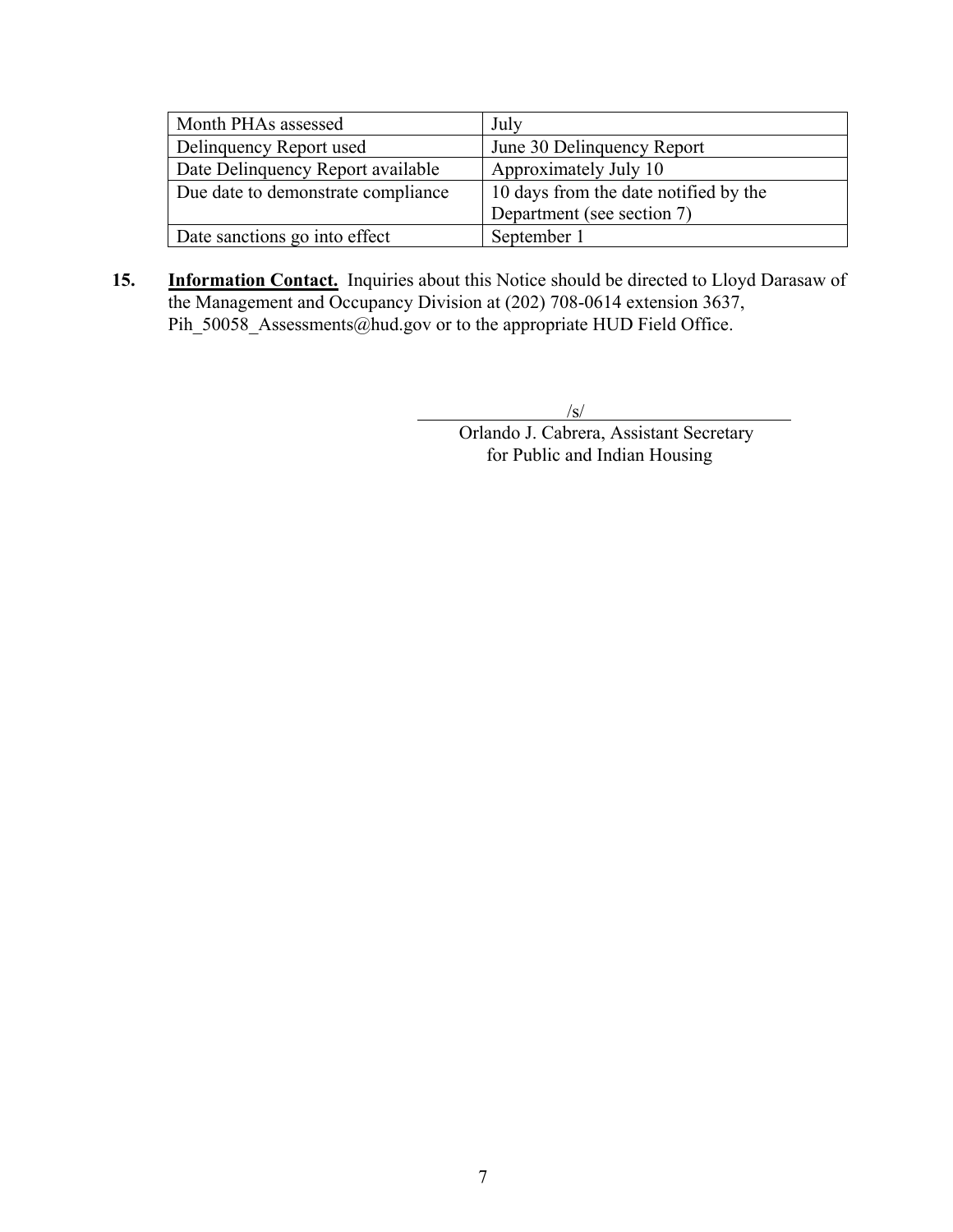| | |
|---|---|
| Month PHAs assessed | July |
| Delinquency Report used | June 30 Delinquency Report |
| Date Delinquency Report available | Approximately July 10 |
| Due date to demonstrate compliance | 10 days from the date notified by the Department (see section 7) |
| Date sanctions go into effect | September 1 |

**15.** **Information Contact.** Inquiries about this Notice should be directed to Lloyd Darasaw of the Management and Occupancy Division at (202) 708-0614 extension 3637, Pih_50058_Assessments@hud.gov or to the appropriate HUD Field Office.

/s/

Orlando J. Cabrera, Assistant Secretary
for Public and Indian Housing